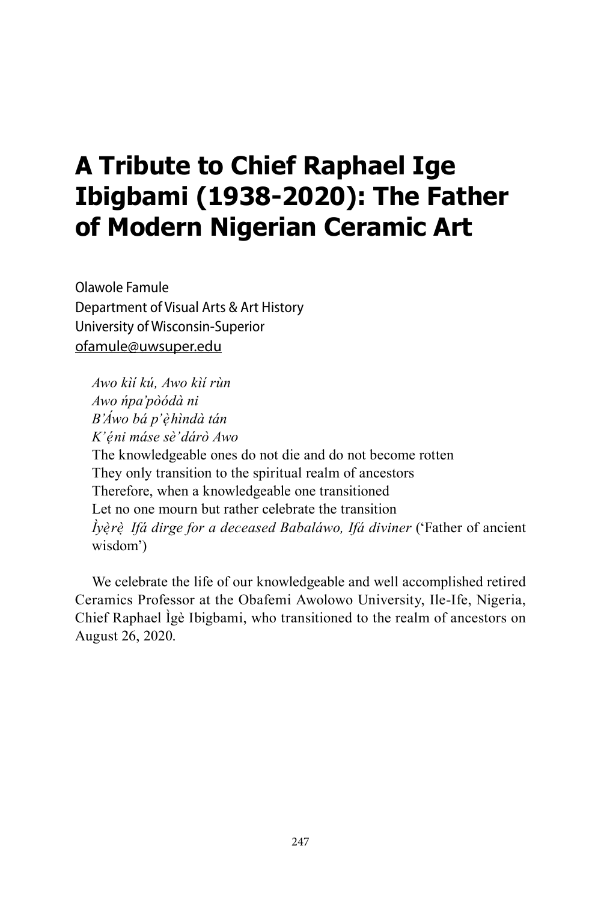# A Tribute to Chief Raphael Ige Ibigbami (1938-2020): The Father of Modern Nigerian Ceramic Art

Olawole Famule
Department of Visual Arts & Art History
University of Wisconsin-Superior
ofamule@uwsuper.edu

> *Awo kìí kú, Awo kìí rùn*
> *Awo ńpa'pòódà ni*
> *B'Áwo bá p'ẹ̀hìndà tán*
> *K'ẹ́ni máse sè'dárò Awo*
> The knowledgeable ones do not die and do not become rotten
> They only transition to the spiritual realm of ancestors
> Therefore, when a knowledgeable one transitioned
> Let no one mourn but rather celebrate the transition
> *Ìyẹ̀rẹ̀ Ifá dirge for a deceased Babaláwo, Ifá diviner* ('Father of ancient wisdom')

We celebrate the life of our knowledgeable and well accomplished retired Ceramics Professor at the Obafemi Awolowo University, Ile-Ife, Nigeria, Chief Raphael Ìgè Ibigbami, who transitioned to the realm of ancestors on August 26, 2020.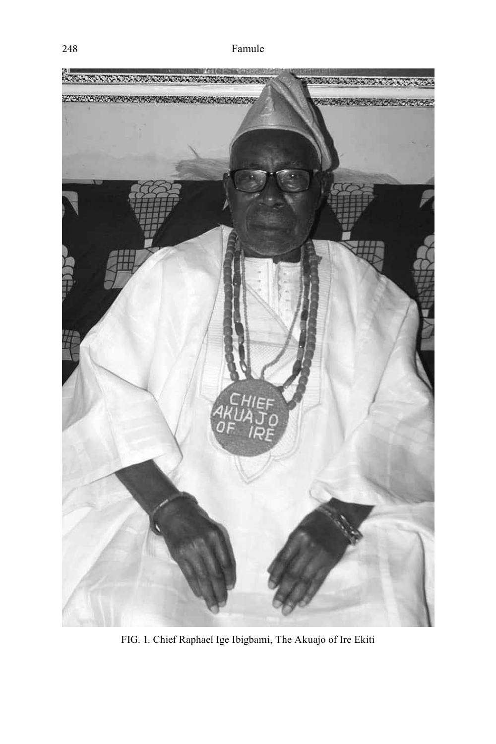FIG. 1. Chief Raphael Ige Ibigbami, The Akuajo of Ire Ekiti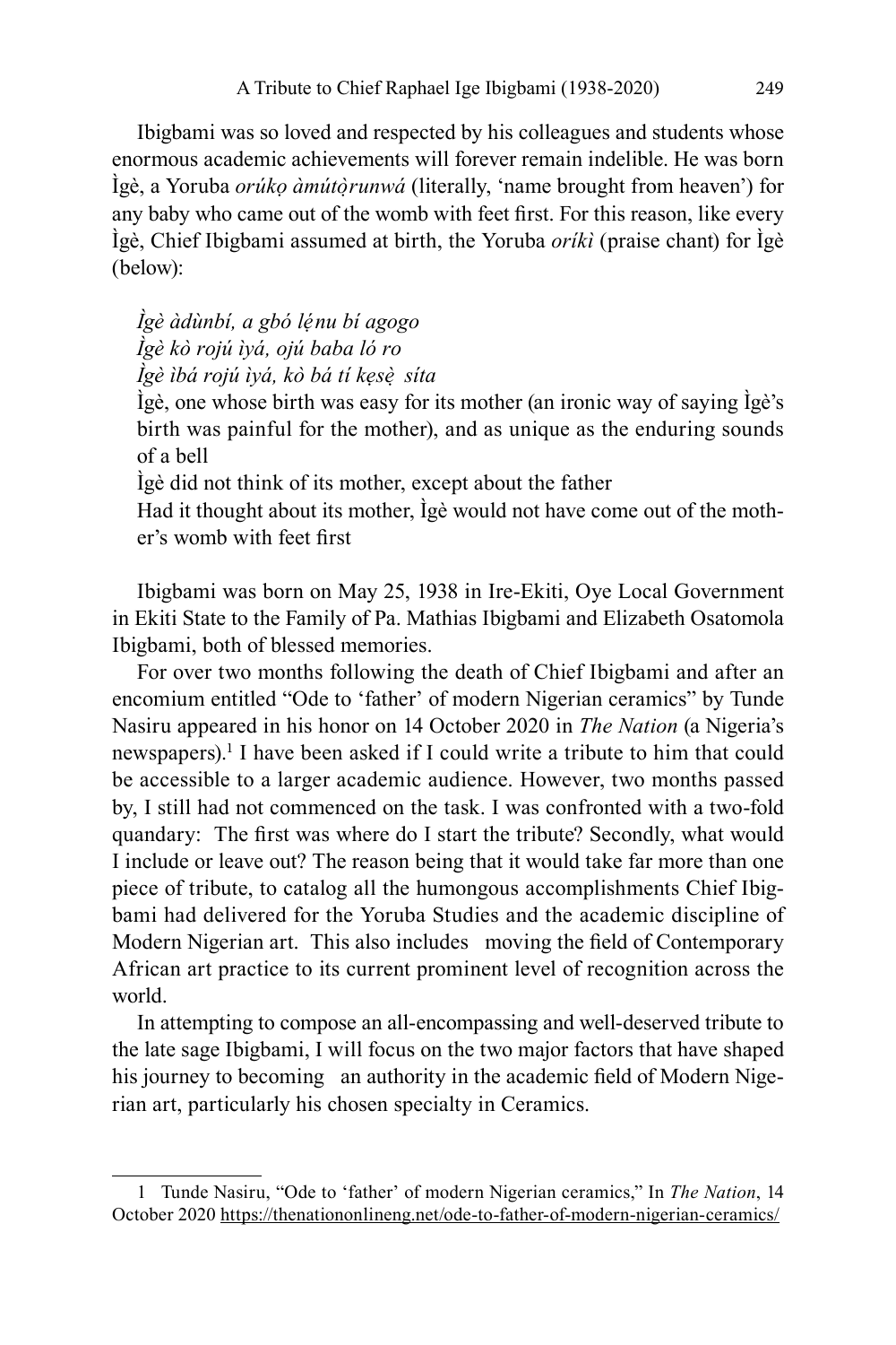Ibigbami was so loved and respected by his colleagues and students whose enormous academic achievements will forever remain indelible. He was born Ìgè, a Yoruba *orúkọ àmútọ̀runwá* (literally, 'name brought from heaven') for any baby who came out of the womb with feet first. For this reason, like every Ìgè, Chief Ibigbami assumed at birth, the Yoruba *oríkì* (praise chant) for Ìgè (below):

*Ìgè àdùnbí, a gbó lẹ́nu bí agogo*
*Ìgè kò rojú ìyá, ojú baba ló ro*
*Ìgè ìbá rojú ìyá, kò bá tí kẹsẹ̀ síta*
Ìgè, one whose birth was easy for its mother (an ironic way of saying Ìgè's birth was painful for the mother), and as unique as the enduring sounds of a bell
Ìgè did not think of its mother, except about the father
Had it thought about its mother, Ìgè would not have come out of the mother's womb with feet first

Ibigbami was born on May 25, 1938 in Ire-Ekiti, Oye Local Government in Ekiti State to the Family of Pa. Mathias Ibigbami and Elizabeth Osatomola Ibigbami, both of blessed memories.

For over two months following the death of Chief Ibigbami and after an encomium entitled "Ode to 'father' of modern Nigerian ceramics" by Tunde Nasiru appeared in his honor on 14 October 2020 in *The Nation* (a Nigeria's newspapers).[1] I have been asked if I could write a tribute to him that could be accessible to a larger academic audience. However, two months passed by, I still had not commenced on the task. I was confronted with a two-fold quandary: The first was where do I start the tribute? Secondly, what would I include or leave out? The reason being that it would take far more than one piece of tribute, to catalog all the humongous accomplishments Chief Ibigbami had delivered for the Yoruba Studies and the academic discipline of Modern Nigerian art. This also includes moving the field of Contemporary African art practice to its current prominent level of recognition across the world.

In attempting to compose an all-encompassing and well-deserved tribute to the late sage Ibigbami, I will focus on the two major factors that have shaped his journey to becoming an authority in the academic field of Modern Nigerian art, particularly his chosen specialty in Ceramics.

---

1 Tunde Nasiru, "Ode to 'father' of modern Nigerian ceramics," In *The Nation*, 14 October 2020 https://thenationonlineng.net/ode-to-father-of-modern-nigerian-ceramics/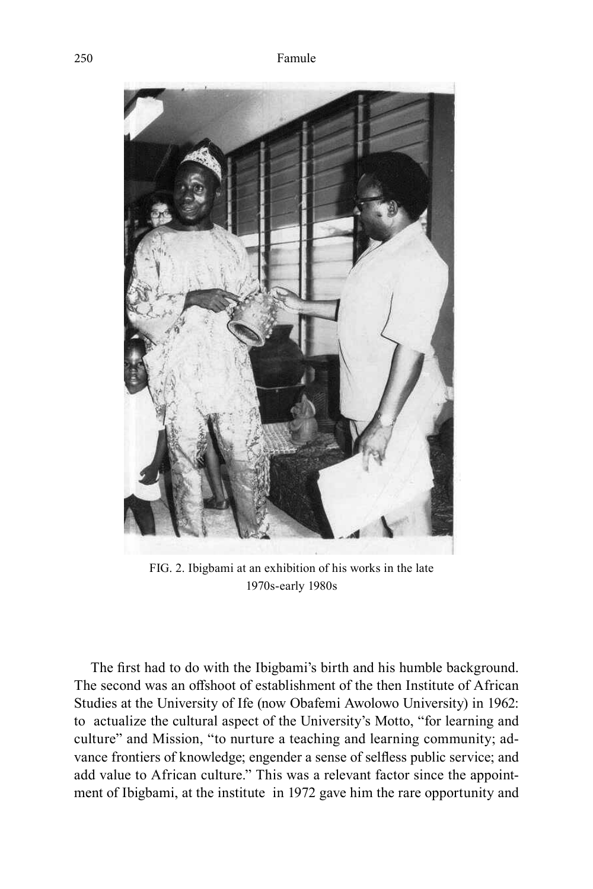FIG. 2. Ibigbami at an exhibition of his works in the late 1970s-early 1980s

The first had to do with the Ibigbami's birth and his humble background. The second was an offshoot of establishment of the then Institute of African Studies at the University of Ife (now Obafemi Awolowo University) in 1962: to actualize the cultural aspect of the University's Motto, "for learning and culture" and Mission, "to nurture a teaching and learning community; advance frontiers of knowledge; engender a sense of selfless public service; and add value to African culture." This was a relevant factor since the appointment of Ibigbami, at the institute in 1972 gave him the rare opportunity and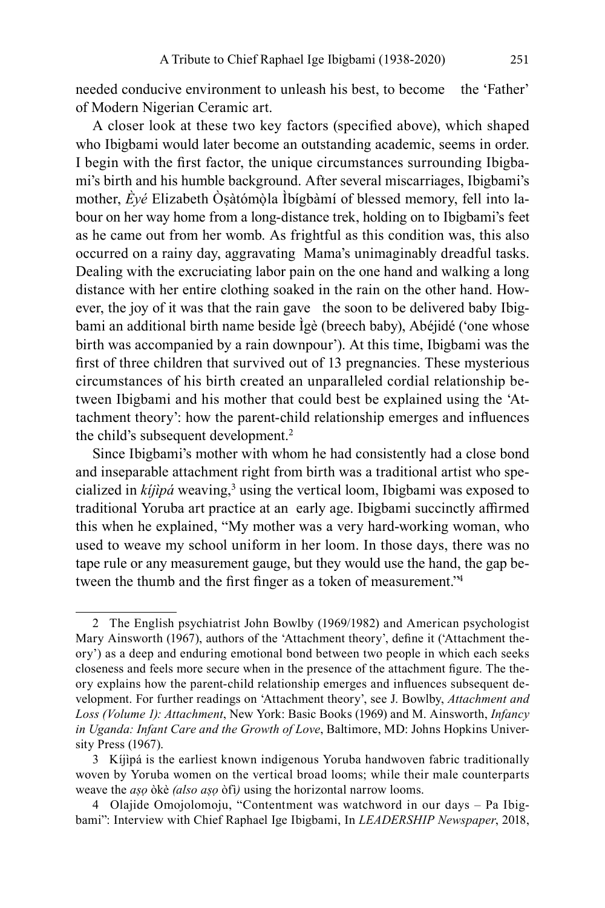needed conducive environment to unleash his best, to become the 'Father' of Modern Nigerian Ceramic art.

A closer look at these two key factors (specified above), which shaped who Ibigbami would later become an outstanding academic, seems in order. I begin with the first factor, the unique circumstances surrounding Ibigbami's birth and his humble background. After several miscarriages, Ibigbami's mother, *Èyé* Elizabeth Ọ̀ṣàtómọ̀la Ìbígbàmí of blessed memory, fell into labour on her way home from a long-distance trek, holding on to Ibigbami's feet as he came out from her womb. As frightful as this condition was, this also occurred on a rainy day, aggravating Mama's unimaginably dreadful tasks. Dealing with the excruciating labor pain on the one hand and walking a long distance with her entire clothing soaked in the rain on the other hand. However, the joy of it was that the rain gave the soon to be delivered baby Ibigbami an additional birth name beside Ìgè (breech baby), Abéjidé ('one whose birth was accompanied by a rain downpour'). At this time, Ibigbami was the first of three children that survived out of 13 pregnancies. These mysterious circumstances of his birth created an unparalleled cordial relationship between Ibigbami and his mother that could best be explained using the 'Attachment theory': how the parent-child relationship emerges and influences the child's subsequent development.[2]

Since Ibigbami's mother with whom he had consistently had a close bond and inseparable attachment right from birth was a traditional artist who specialized in *kíjìpá* weaving,[3] using the vertical loom, Ibigbami was exposed to traditional Yoruba art practice at an early age. Ibigbami succinctly affirmed this when he explained, "My mother was a very hard-working woman, who used to weave my school uniform in her loom. In those days, there was no tape rule or any measurement gauge, but they would use the hand, the gap between the thumb and the first finger as a token of measurement."[4]

---

2 The English psychiatrist John Bowlby (1969/1982) and American psychologist Mary Ainsworth (1967), authors of the 'Attachment theory', define it ('Attachment theory') as a deep and enduring emotional bond between two people in which each seeks closeness and feels more secure when in the presence of the attachment figure. The theory explains how the parent-child relationship emerges and influences subsequent development. For further readings on 'Attachment theory', see J. Bowlby, *Attachment and Loss (Volume 1): Attachment*, New York: Basic Books (1969) and M. Ainsworth, *Infancy in Uganda: Infant Care and the Growth of Love*, Baltimore, MD: Johns Hopkins University Press (1967).

3 Kíjìpá is the earliest known indigenous Yoruba handwoven fabric traditionally woven by Yoruba women on the vertical broad looms; while their male counterparts weave the *aṣọ* òkè *(also aṣọ* òfì*)* using the horizontal narrow looms.

4 Olajide Omojolomoju, "Contentment was watchword in our days – Pa Ibigbami": Interview with Chief Raphael Ige Ibigbami, In *LEADERSHIP Newspaper*, 2018,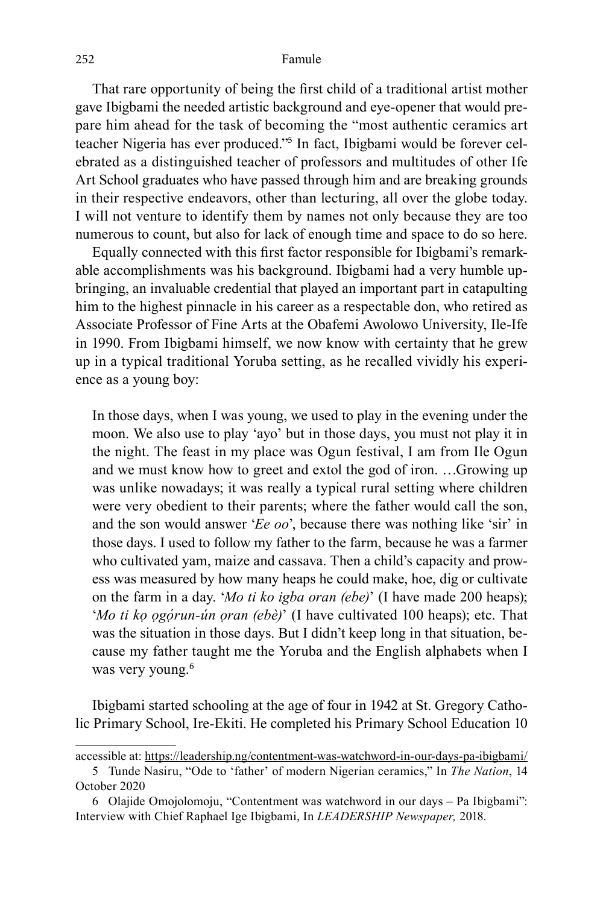That rare opportunity of being the first child of a traditional artist mother gave Ibigbami the needed artistic background and eye-opener that would prepare him ahead for the task of becoming the "most authentic ceramics art teacher Nigeria has ever produced."[5] In fact, Ibigbami would be forever celebrated as a distinguished teacher of professors and multitudes of other Ife Art School graduates who have passed through him and are breaking grounds in their respective endeavors, other than lecturing, all over the globe today. I will not venture to identify them by names not only because they are too numerous to count, but also for lack of enough time and space to do so here.

Equally connected with this first factor responsible for Ibigbami's remarkable accomplishments was his background. Ibigbami had a very humble upbringing, an invaluable credential that played an important part in catapulting him to the highest pinnacle in his career as a respectable don, who retired as Associate Professor of Fine Arts at the Obafemi Awolowo University, Ile-Ife in 1990. From Ibigbami himself, we now know with certainty that he grew up in a typical traditional Yoruba setting, as he recalled vividly his experience as a young boy:

> In those days, when I was young, we used to play in the evening under the moon. We also use to play 'ayo' but in those days, you must not play it in the night. The feast in my place was Ogun festival, I am from Ile Ogun and we must know how to greet and extol the god of iron. …Growing up was unlike nowadays; it was really a typical rural setting where children were very obedient to their parents; where the father would call the son, and the son would answer '*Ee oo*', because there was nothing like 'sir' in those days. I used to follow my father to the farm, because he was a farmer who cultivated yam, maize and cassava. Then a child's capacity and prowess was measured by how many heaps he could make, hoe, dig or cultivate on the farm in a day. '*Mo ti ko igba oran (ebe)*' (I have made 200 heaps); '*Mo ti kọ ọgọ́run-ún ọran (ebè)*' (I have cultivated 100 heaps); etc. That was the situation in those days. But I didn't keep long in that situation, because my father taught me the Yoruba and the English alphabets when I was very young.[6]

Ibigbami started schooling at the age of four in 1942 at St. Gregory Catholic Primary School, Ire-Ekiti. He completed his Primary School Education 10

---

accessible at: https://leadership.ng/contentment-was-watchword-in-our-days-pa-ibigbami/

5 Tunde Nasiru, "Ode to 'father' of modern Nigerian ceramics," In *The Nation*, 14 October 2020

6 Olajide Omojolomoju, "Contentment was watchword in our days – Pa Ibigbami": Interview with Chief Raphael Ige Ibigbami, In *LEADERSHIP Newspaper,* 2018.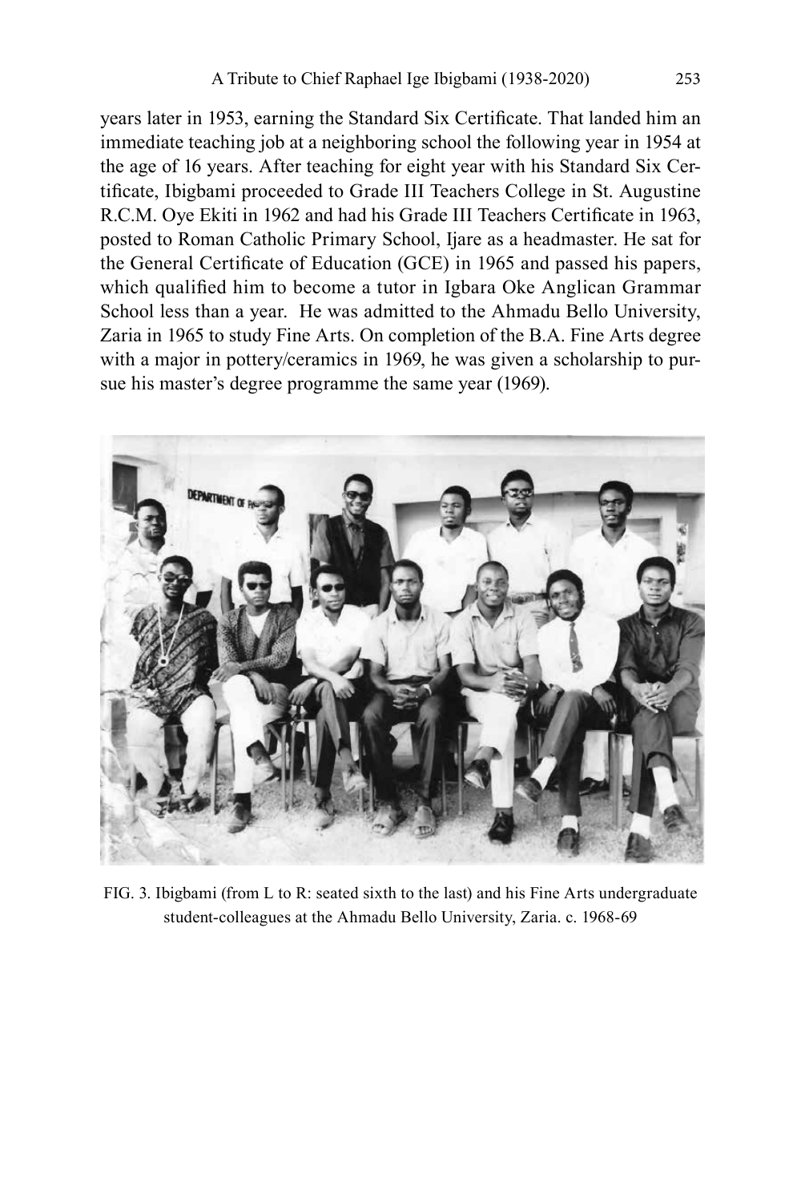years later in 1953, earning the Standard Six Certificate. That landed him an immediate teaching job at a neighboring school the following year in 1954 at the age of 16 years. After teaching for eight year with his Standard Six Certificate, Ibigbami proceeded to Grade III Teachers College in St. Augustine R.C.M. Oye Ekiti in 1962 and had his Grade III Teachers Certificate in 1963, posted to Roman Catholic Primary School, Ijare as a headmaster. He sat for the General Certificate of Education (GCE) in 1965 and passed his papers, which qualified him to become a tutor in Igbara Oke Anglican Grammar School less than a year. He was admitted to the Ahmadu Bello University, Zaria in 1965 to study Fine Arts. On completion of the B.A. Fine Arts degree with a major in pottery/ceramics in 1969, he was given a scholarship to pursue his master's degree programme the same year (1969).

FIG. 3. Ibigbami (from L to R: seated sixth to the last) and his Fine Arts undergraduate student-colleagues at the Ahmadu Bello University, Zaria. c. 1968-69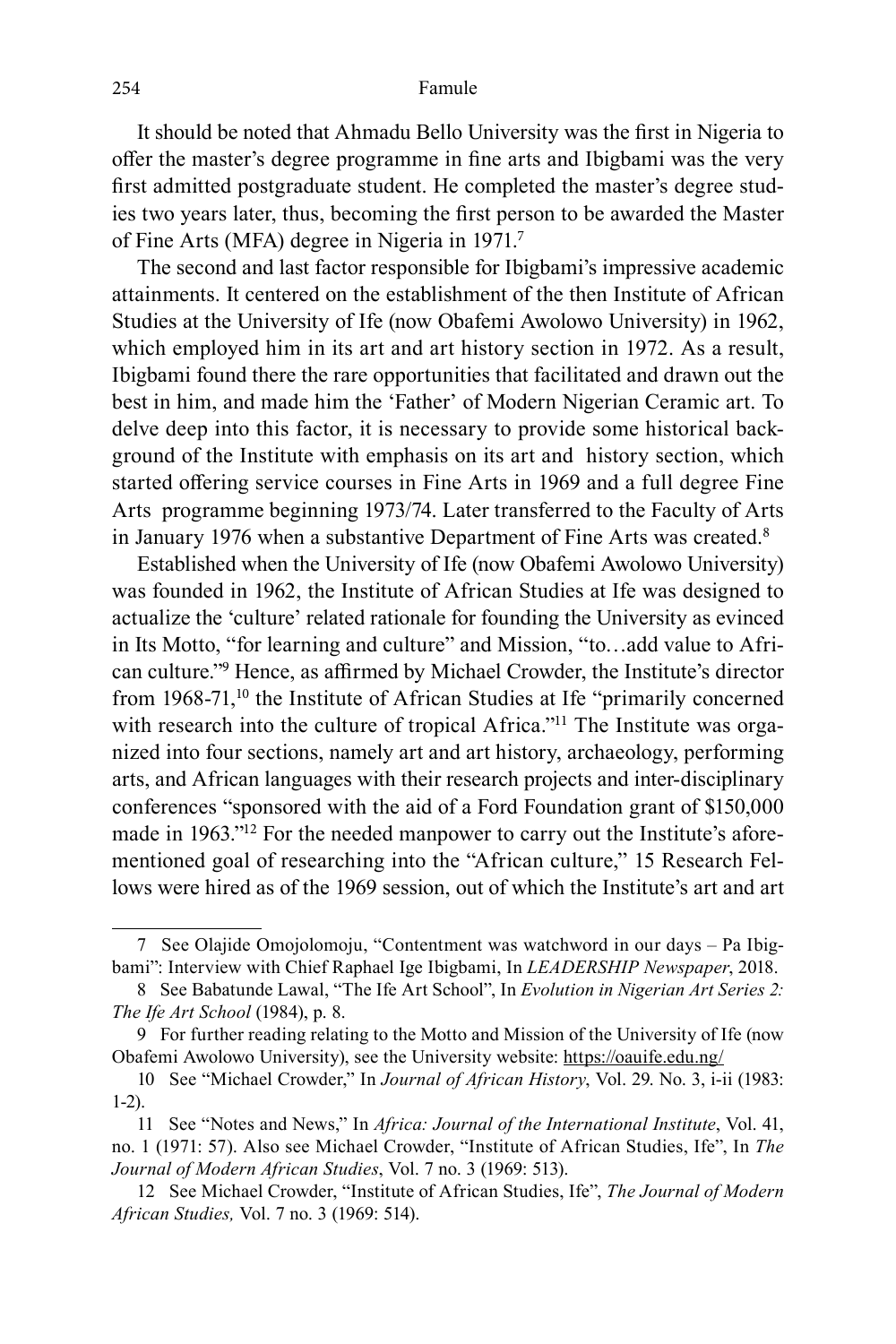It should be noted that Ahmadu Bello University was the first in Nigeria to offer the master's degree programme in fine arts and Ibigbami was the very first admitted postgraduate student. He completed the master's degree studies two years later, thus, becoming the first person to be awarded the Master of Fine Arts (MFA) degree in Nigeria in 1971.[7]

The second and last factor responsible for Ibigbami's impressive academic attainments. It centered on the establishment of the then Institute of African Studies at the University of Ife (now Obafemi Awolowo University) in 1962, which employed him in its art and art history section in 1972. As a result, Ibigbami found there the rare opportunities that facilitated and drawn out the best in him, and made him the 'Father' of Modern Nigerian Ceramic art. To delve deep into this factor, it is necessary to provide some historical background of the Institute with emphasis on its art and history section, which started offering service courses in Fine Arts in 1969 and a full degree Fine Arts programme beginning 1973/74. Later transferred to the Faculty of Arts in January 1976 when a substantive Department of Fine Arts was created.[8]

Established when the University of Ife (now Obafemi Awolowo University) was founded in 1962, the Institute of African Studies at Ife was designed to actualize the 'culture' related rationale for founding the University as evinced in Its Motto, "for learning and culture" and Mission, "to…add value to African culture."[9] Hence, as affirmed by Michael Crowder, the Institute's director from 1968-71,[10] the Institute of African Studies at Ife "primarily concerned with research into the culture of tropical Africa."[11] The Institute was organized into four sections, namely art and art history, archaeology, performing arts, and African languages with their research projects and inter-disciplinary conferences "sponsored with the aid of a Ford Foundation grant of $150,000 made in 1963."[12] For the needed manpower to carry out the Institute's aforementioned goal of researching into the "African culture," 15 Research Fellows were hired as of the 1969 session, out of which the Institute's art and art

---

7 See Olajide Omojolomoju, "Contentment was watchword in our days – Pa Ibigbami": Interview with Chief Raphael Ige Ibigbami, In *LEADERSHIP Newspaper*, 2018.

8 See Babatunde Lawal, "The Ife Art School", In *Evolution in Nigerian Art Series 2: The Ife Art School* (1984), p. 8.

9 For further reading relating to the Motto and Mission of the University of Ife (now Obafemi Awolowo University), see the University website: https://oauife.edu.ng/

10 See "Michael Crowder," In *Journal of African History*, Vol. 29. No. 3, i-ii (1983: 1-2).

11 See "Notes and News," In *Africa: Journal of the International Institute*, Vol. 41, no. 1 (1971: 57). Also see Michael Crowder, "Institute of African Studies, Ife", In *The Journal of Modern African Studies*, Vol. 7 no. 3 (1969: 513).

12 See Michael Crowder, "Institute of African Studies, Ife", *The Journal of Modern African Studies,* Vol. 7 no. 3 (1969: 514).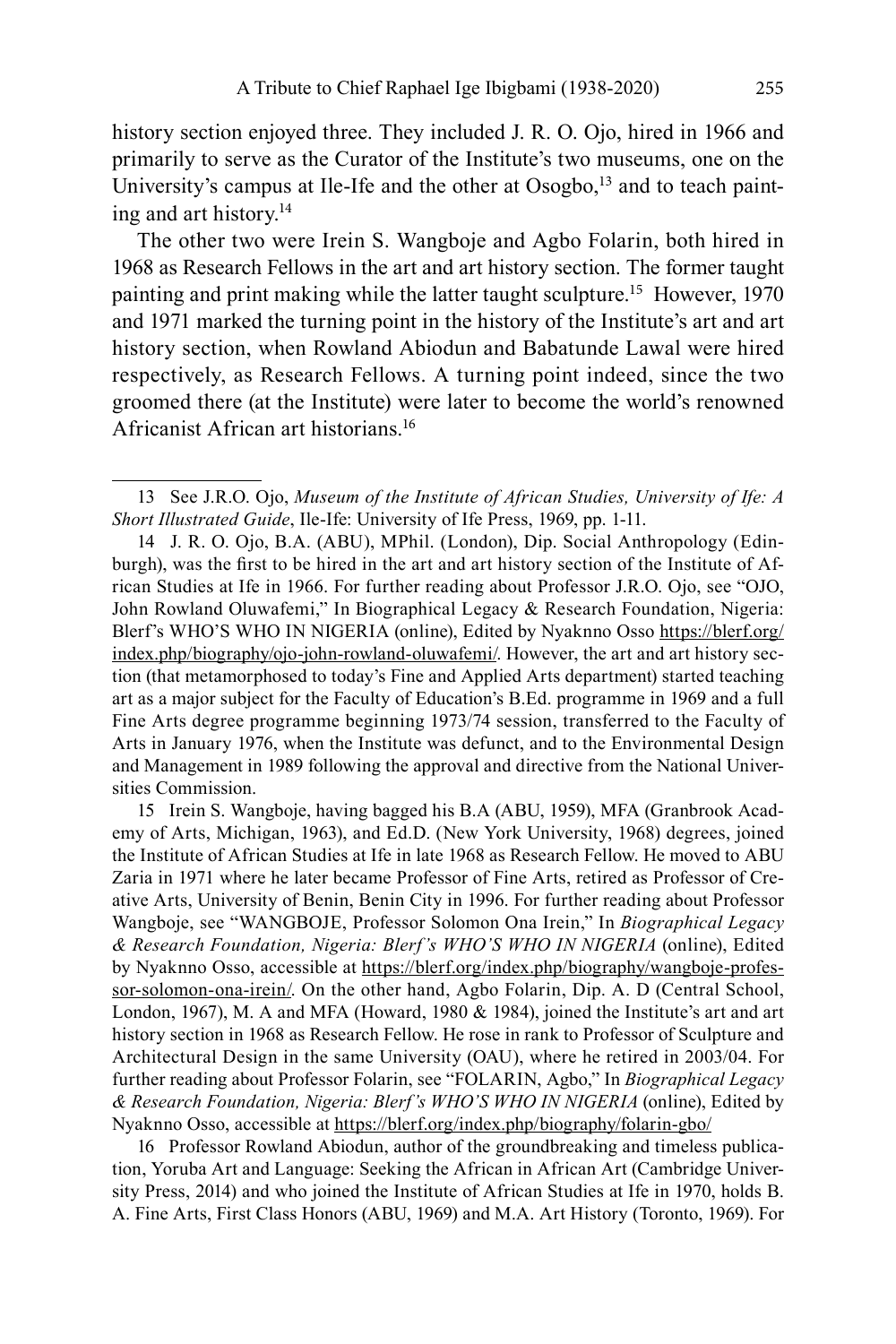history section enjoyed three. They included J. R. O. Ojo, hired in 1966 and primarily to serve as the Curator of the Institute's two museums, one on the University's campus at Ile-Ife and the other at Osogbo,[13] and to teach painting and art history.[14]

The other two were Irein S. Wangboje and Agbo Folarin, both hired in 1968 as Research Fellows in the art and art history section. The former taught painting and print making while the latter taught sculpture.[15] However, 1970 and 1971 marked the turning point in the history of the Institute's art and art history section, when Rowland Abiodun and Babatunde Lawal were hired respectively, as Research Fellows. A turning point indeed, since the two groomed there (at the Institute) were later to become the world's renowned Africanist African art historians.[16]

---

13 See J.R.O. Ojo, *Museum of the Institute of African Studies, University of Ife: A Short Illustrated Guide*, Ile-Ife: University of Ife Press, 1969, pp. 1-11.

14 J. R. O. Ojo, B.A. (ABU), MPhil. (London), Dip. Social Anthropology (Edinburgh), was the first to be hired in the art and art history section of the Institute of African Studies at Ife in 1966. For further reading about Professor J.R.O. Ojo, see "OJO, John Rowland Oluwafemi," In Biographical Legacy & Research Foundation, Nigeria: Blerf's WHO'S WHO IN NIGERIA (online), Edited by Nyaknno Osso https://blerf.org/index.php/biography/ojo-john-rowland-oluwafemi/. However, the art and art history section (that metamorphosed to today's Fine and Applied Arts department) started teaching art as a major subject for the Faculty of Education's B.Ed. programme in 1969 and a full Fine Arts degree programme beginning 1973/74 session, transferred to the Faculty of Arts in January 1976, when the Institute was defunct, and to the Environmental Design and Management in 1989 following the approval and directive from the National Universities Commission.

15 Irein S. Wangboje, having bagged his B.A (ABU, 1959), MFA (Granbrook Academy of Arts, Michigan, 1963), and Ed.D. (New York University, 1968) degrees, joined the Institute of African Studies at Ife in late 1968 as Research Fellow. He moved to ABU Zaria in 1971 where he later became Professor of Fine Arts, retired as Professor of Creative Arts, University of Benin, Benin City in 1996. For further reading about Professor Wangboje, see "WANGBOJE, Professor Solomon Ona Irein," In *Biographical Legacy & Research Foundation, Nigeria: Blerf's WHO'S WHO IN NIGERIA* (online), Edited by Nyaknno Osso, accessible at https://blerf.org/index.php/biography/wangboje-professor-solomon-ona-irein/. On the other hand, Agbo Folarin, Dip. A. D (Central School, London, 1967), M. A and MFA (Howard, 1980 & 1984), joined the Institute's art and art history section in 1968 as Research Fellow. He rose in rank to Professor of Sculpture and Architectural Design in the same University (OAU), where he retired in 2003/04. For further reading about Professor Folarin, see "FOLARIN, Agbo," In *Biographical Legacy & Research Foundation, Nigeria: Blerf's WHO'S WHO IN NIGERIA* (online), Edited by Nyaknno Osso, accessible at https://blerf.org/index.php/biography/folarin-gbo/

16 Professor Rowland Abiodun, author of the groundbreaking and timeless publication, Yoruba Art and Language: Seeking the African in African Art (Cambridge University Press, 2014) and who joined the Institute of African Studies at Ife in 1970, holds B. A. Fine Arts, First Class Honors (ABU, 1969) and M.A. Art History (Toronto, 1969). For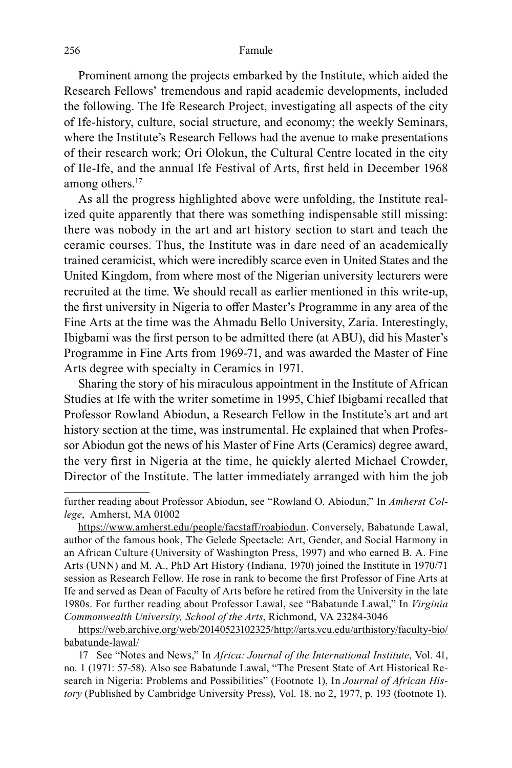Prominent among the projects embarked by the Institute, which aided the Research Fellows' tremendous and rapid academic developments, included the following. The Ife Research Project, investigating all aspects of the city of Ife-history, culture, social structure, and economy; the weekly Seminars, where the Institute's Research Fellows had the avenue to make presentations of their research work; Ori Olokun, the Cultural Centre located in the city of Ile-Ife, and the annual Ife Festival of Arts, first held in December 1968 among others.[17]

As all the progress highlighted above were unfolding, the Institute realized quite apparently that there was something indispensable still missing: there was nobody in the art and art history section to start and teach the ceramic courses. Thus, the Institute was in dare need of an academically trained ceramicist, which were incredibly scarce even in United States and the United Kingdom, from where most of the Nigerian university lecturers were recruited at the time. We should recall as earlier mentioned in this write-up, the first university in Nigeria to offer Master's Programme in any area of the Fine Arts at the time was the Ahmadu Bello University, Zaria. Interestingly, Ibigbami was the first person to be admitted there (at ABU), did his Master's Programme in Fine Arts from 1969-71, and was awarded the Master of Fine Arts degree with specialty in Ceramics in 1971.

Sharing the story of his miraculous appointment in the Institute of African Studies at Ife with the writer sometime in 1995, Chief Ibigbami recalled that Professor Rowland Abiodun, a Research Fellow in the Institute's art and art history section at the time, was instrumental. He explained that when Professor Abiodun got the news of his Master of Fine Arts (Ceramics) degree award, the very first in Nigeria at the time, he quickly alerted Michael Crowder, Director of the Institute. The latter immediately arranged with him the job

---

further reading about Professor Abiodun, see "Rowland O. Abiodun," In *Amherst College*, Amherst, MA 01002

https://www.amherst.edu/people/facstaff/roabiodun. Conversely, Babatunde Lawal, author of the famous book, The Gelede Spectacle: Art, Gender, and Social Harmony in an African Culture (University of Washington Press, 1997) and who earned B. A. Fine Arts (UNN) and M. A., PhD Art History (Indiana, 1970) joined the Institute in 1970/71 session as Research Fellow. He rose in rank to become the first Professor of Fine Arts at Ife and served as Dean of Faculty of Arts before he retired from the University in the late 1980s. For further reading about Professor Lawal, see "Babatunde Lawal," In *Virginia Commonwealth University, School of the Arts*, Richmond, VA 23284-3046

https://web.archive.org/web/20140523102325/http://arts.vcu.edu/arthistory/faculty-bio/babatunde-lawal/

17 See "Notes and News," In *Africa: Journal of the International Institute*, Vol. 41, no. 1 (1971: 57-58). Also see Babatunde Lawal, "The Present State of Art Historical Research in Nigeria: Problems and Possibilities" (Footnote 1), In *Journal of African History* (Published by Cambridge University Press), Vol. 18, no 2, 1977, p. 193 (footnote 1).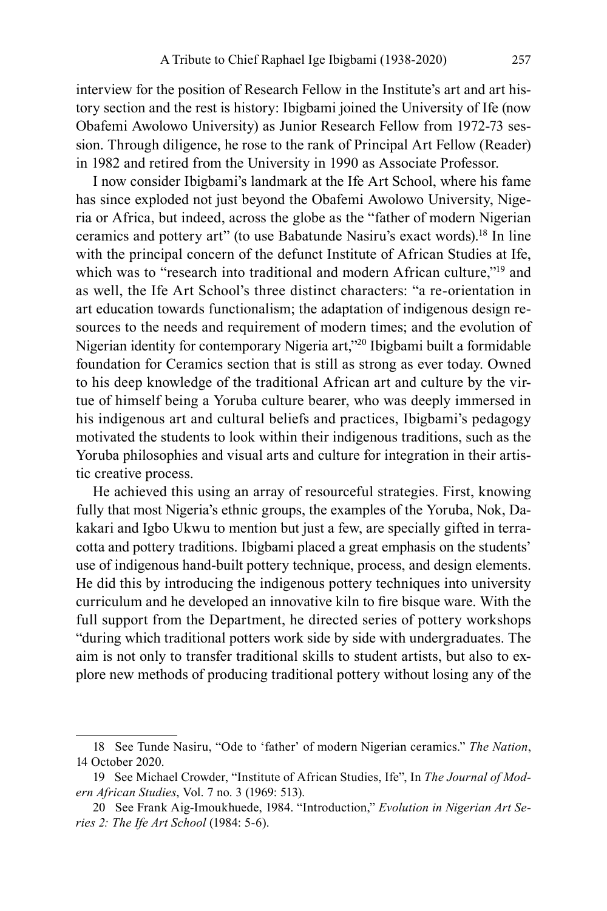interview for the position of Research Fellow in the Institute's art and art history section and the rest is history: Ibigbami joined the University of Ife (now Obafemi Awolowo University) as Junior Research Fellow from 1972-73 session. Through diligence, he rose to the rank of Principal Art Fellow (Reader) in 1982 and retired from the University in 1990 as Associate Professor.

I now consider Ibigbami's landmark at the Ife Art School, where his fame has since exploded not just beyond the Obafemi Awolowo University, Nigeria or Africa, but indeed, across the globe as the "father of modern Nigerian ceramics and pottery art" (to use Babatunde Nasiru's exact words).[18] In line with the principal concern of the defunct Institute of African Studies at Ife, which was to "research into traditional and modern African culture,"[19] and as well, the Ife Art School's three distinct characters: "a re-orientation in art education towards functionalism; the adaptation of indigenous design resources to the needs and requirement of modern times; and the evolution of Nigerian identity for contemporary Nigeria art,"[20] Ibigbami built a formidable foundation for Ceramics section that is still as strong as ever today. Owned to his deep knowledge of the traditional African art and culture by the virtue of himself being a Yoruba culture bearer, who was deeply immersed in his indigenous art and cultural beliefs and practices, Ibigbami's pedagogy motivated the students to look within their indigenous traditions, such as the Yoruba philosophies and visual arts and culture for integration in their artistic creative process.

He achieved this using an array of resourceful strategies. First, knowing fully that most Nigeria's ethnic groups, the examples of the Yoruba, Nok, Dakakari and Igbo Ukwu to mention but just a few, are specially gifted in terracotta and pottery traditions. Ibigbami placed a great emphasis on the students' use of indigenous hand-built pottery technique, process, and design elements. He did this by introducing the indigenous pottery techniques into university curriculum and he developed an innovative kiln to fire bisque ware. With the full support from the Department, he directed series of pottery workshops "during which traditional potters work side by side with undergraduates. The aim is not only to transfer traditional skills to student artists, but also to explore new methods of producing traditional pottery without losing any of the

---

18 See Tunde Nasiru, "Ode to 'father' of modern Nigerian ceramics." *The Nation*, 14 October 2020.

19 See Michael Crowder, "Institute of African Studies, Ife", In *The Journal of Modern African Studies*, Vol. 7 no. 3 (1969: 513).

20 See Frank Aig-Imoukhuede, 1984. "Introduction," *Evolution in Nigerian Art Series 2: The Ife Art School* (1984: 5-6).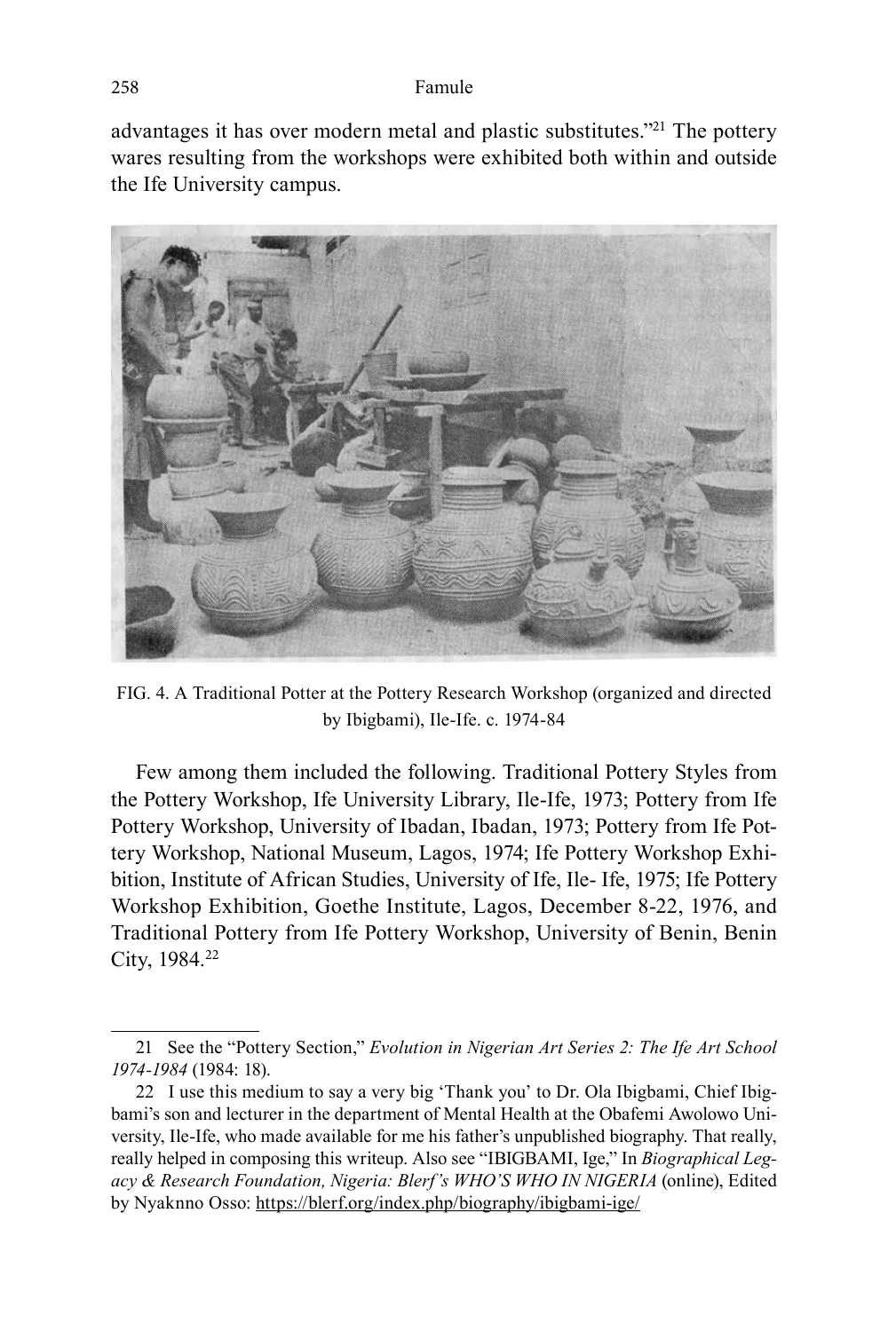advantages it has over modern metal and plastic substitutes."[21] The pottery wares resulting from the workshops were exhibited both within and outside the Ife University campus.

FIG. 4. A Traditional Potter at the Pottery Research Workshop (organized and directed by Ibigbami), Ile-Ife. c. 1974-84

Few among them included the following. Traditional Pottery Styles from the Pottery Workshop, Ife University Library, Ile-Ife, 1973; Pottery from Ife Pottery Workshop, University of Ibadan, Ibadan, 1973; Pottery from Ife Pottery Workshop, National Museum, Lagos, 1974; Ife Pottery Workshop Exhibition, Institute of African Studies, University of Ife, Ile- Ife, 1975; Ife Pottery Workshop Exhibition, Goethe Institute, Lagos, December 8-22, 1976, and Traditional Pottery from Ife Pottery Workshop, University of Benin, Benin City, 1984.[22]

---

21 See the "Pottery Section," *Evolution in Nigerian Art Series 2: The Ife Art School 1974-1984* (1984: 18).

22 I use this medium to say a very big 'Thank you' to Dr. Ola Ibigbami, Chief Ibigbami's son and lecturer in the department of Mental Health at the Obafemi Awolowo University, Ile-Ife, who made available for me his father's unpublished biography. That really, really helped in composing this writeup. Also see "IBIGBAMI, Ige," In *Biographical Legacy & Research Foundation, Nigeria: Blerf's WHO'S WHO IN NIGERIA* (online), Edited by Nyaknno Osso: https://blerf.org/index.php/biography/ibigbami-ige/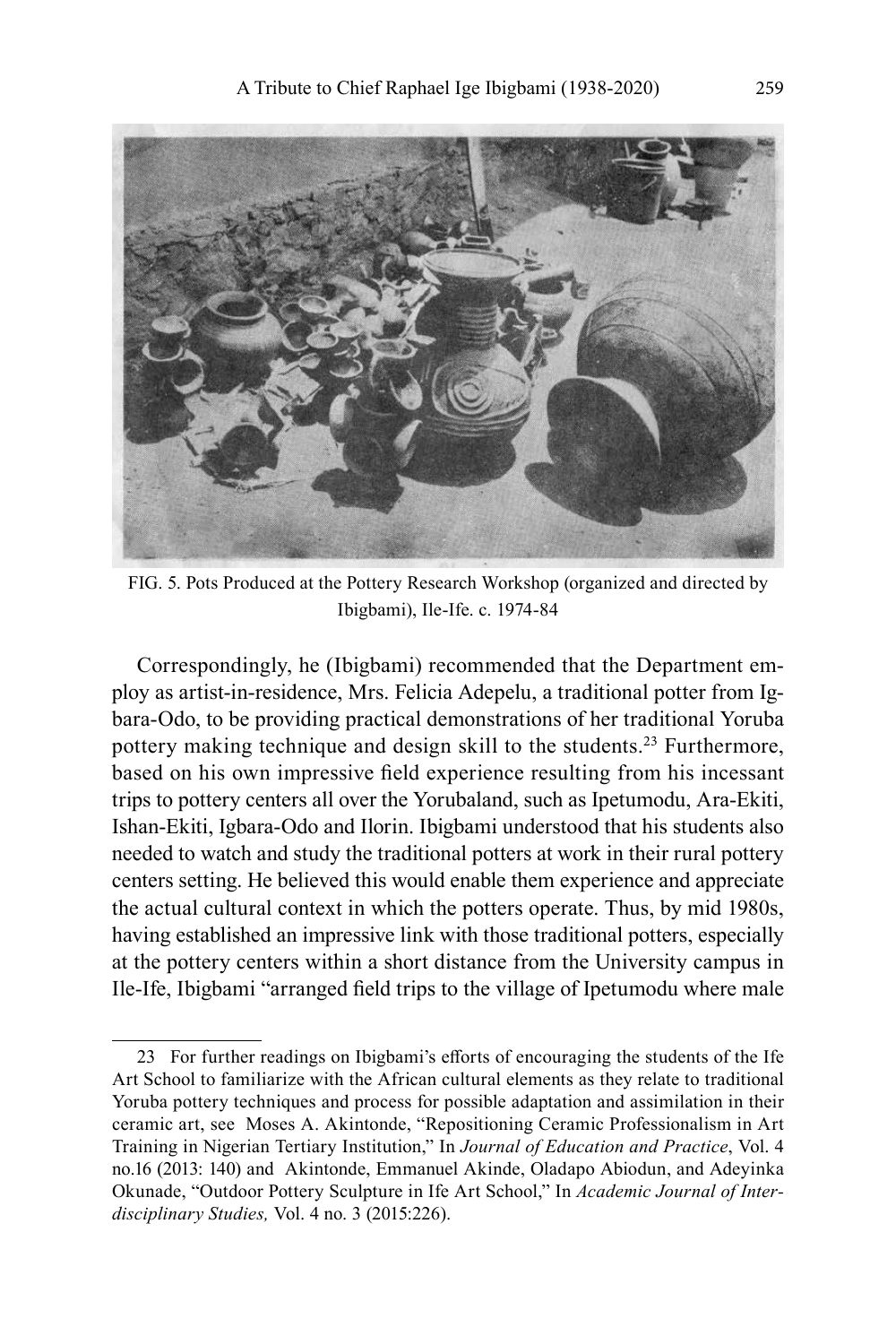FIG. 5. Pots Produced at the Pottery Research Workshop (organized and directed by Ibigbami), Ile-Ife. c. 1974-84

Correspondingly, he (Ibigbami) recommended that the Department employ as artist-in-residence, Mrs. Felicia Adepelu, a traditional potter from Igbara-Odo, to be providing practical demonstrations of her traditional Yoruba pottery making technique and design skill to the students.[23] Furthermore, based on his own impressive field experience resulting from his incessant trips to pottery centers all over the Yorubaland, such as Ipetumodu, Ara-Ekiti, Ishan-Ekiti, Igbara-Odo and Ilorin. Ibigbami understood that his students also needed to watch and study the traditional potters at work in their rural pottery centers setting. He believed this would enable them experience and appreciate the actual cultural context in which the potters operate. Thus, by mid 1980s, having established an impressive link with those traditional potters, especially at the pottery centers within a short distance from the University campus in Ile-Ife, Ibigbami "arranged field trips to the village of Ipetumodu where male

---

23 For further readings on Ibigbami's efforts of encouraging the students of the Ife Art School to familiarize with the African cultural elements as they relate to traditional Yoruba pottery techniques and process for possible adaptation and assimilation in their ceramic art, see Moses A. Akintonde, "Repositioning Ceramic Professionalism in Art Training in Nigerian Tertiary Institution," In *Journal of Education and Practice*, Vol. 4 no.16 (2013: 140) and Akintonde, Emmanuel Akinde, Oladapo Abiodun, and Adeyinka Okunade, "Outdoor Pottery Sculpture in Ife Art School," In *Academic Journal of Interdisciplinary Studies,* Vol. 4 no. 3 (2015:226).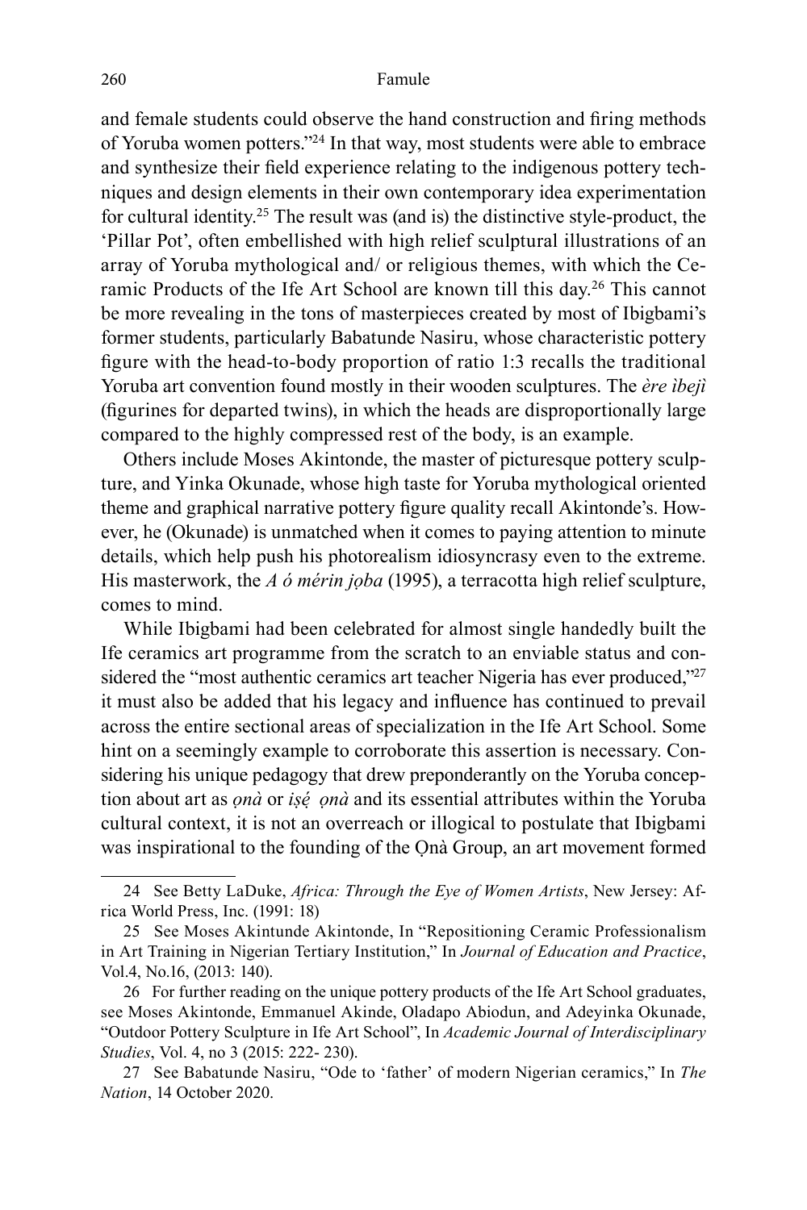and female students could observe the hand construction and firing methods of Yoruba women potters."[24] In that way, most students were able to embrace and synthesize their field experience relating to the indigenous pottery techniques and design elements in their own contemporary idea experimentation for cultural identity.[25] The result was (and is) the distinctive style-product, the 'Pillar Pot', often embellished with high relief sculptural illustrations of an array of Yoruba mythological and/ or religious themes, with which the Ceramic Products of the Ife Art School are known till this day.[26] This cannot be more revealing in the tons of masterpieces created by most of Ibigbami's former students, particularly Babatunde Nasiru, whose characteristic pottery figure with the head-to-body proportion of ratio 1:3 recalls the traditional Yoruba art convention found mostly in their wooden sculptures. The *ère ìbejì* (figurines for departed twins), in which the heads are disproportionally large compared to the highly compressed rest of the body, is an example.

Others include Moses Akintonde, the master of picturesque pottery sculpture, and Yinka Okunade, whose high taste for Yoruba mythological oriented theme and graphical narrative pottery figure quality recall Akintonde's. However, he (Okunade) is unmatched when it comes to paying attention to minute details, which help push his photorealism idiosyncrasy even to the extreme. His masterwork, the *A ó mérin jọba* (1995), a terracotta high relief sculpture, comes to mind.

While Ibigbami had been celebrated for almost single handedly built the Ife ceramics art programme from the scratch to an enviable status and considered the "most authentic ceramics art teacher Nigeria has ever produced,"[27] it must also be added that his legacy and influence has continued to prevail across the entire sectional areas of specialization in the Ife Art School. Some hint on a seemingly example to corroborate this assertion is necessary. Considering his unique pedagogy that drew preponderantly on the Yoruba conception about art as *ọnà* or *iṣẹ́ ọnà* and its essential attributes within the Yoruba cultural context, it is not an overreach or illogical to postulate that Ibigbami was inspirational to the founding of the Ọnà Group, an art movement formed

---

24 See Betty LaDuke, *Africa: Through the Eye of Women Artists*, New Jersey: Africa World Press, Inc. (1991: 18)

25 See Moses Akintunde Akintonde, In "Repositioning Ceramic Professionalism in Art Training in Nigerian Tertiary Institution," In *Journal of Education and Practice*, Vol.4, No.16, (2013: 140).

26 For further reading on the unique pottery products of the Ife Art School graduates, see Moses Akintonde, Emmanuel Akinde, Oladapo Abiodun, and Adeyinka Okunade, "Outdoor Pottery Sculpture in Ife Art School", In *Academic Journal of Interdisciplinary Studies*, Vol. 4, no 3 (2015: 222- 230).

27 See Babatunde Nasiru, "Ode to 'father' of modern Nigerian ceramics," In *The Nation*, 14 October 2020.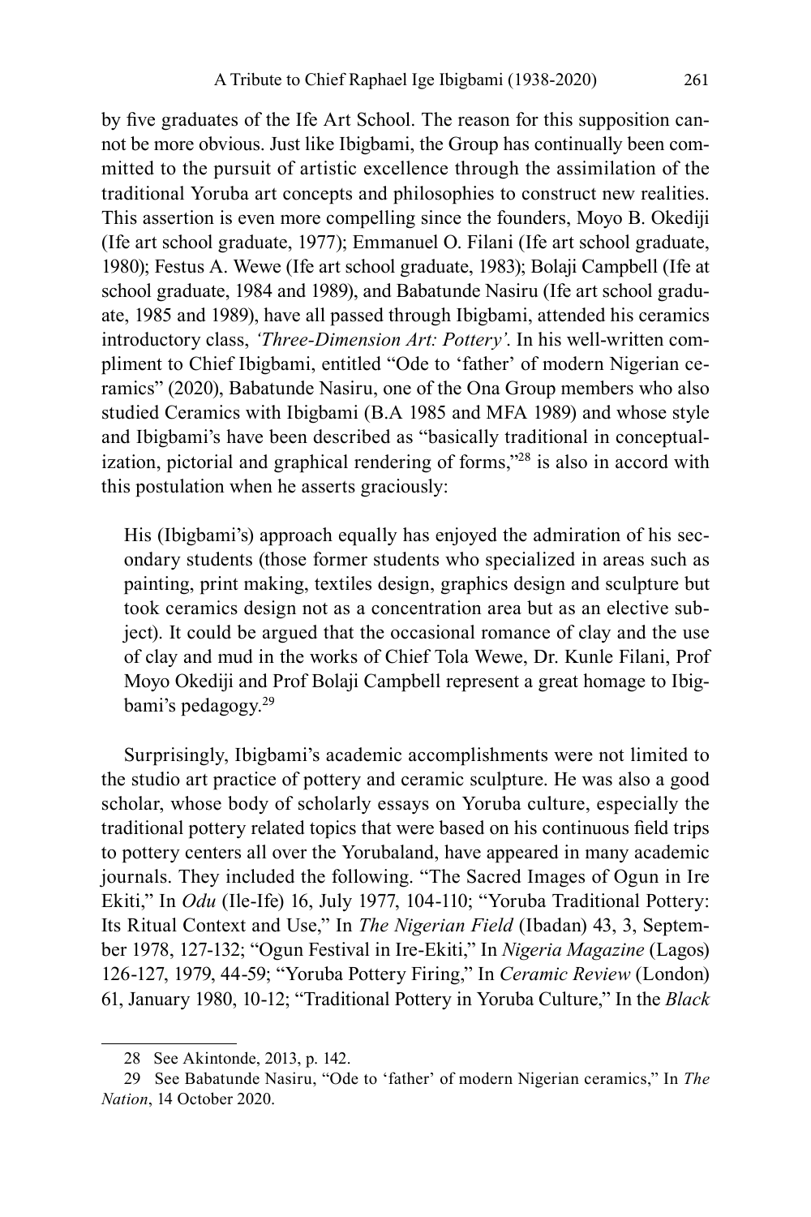by five graduates of the Ife Art School. The reason for this supposition cannot be more obvious. Just like Ibigbami, the Group has continually been committed to the pursuit of artistic excellence through the assimilation of the traditional Yoruba art concepts and philosophies to construct new realities. This assertion is even more compelling since the founders, Moyo B. Okediji (Ife art school graduate, 1977); Emmanuel O. Filani (Ife art school graduate, 1980); Festus A. Wewe (Ife art school graduate, 1983); Bolaji Campbell (Ife at school graduate, 1984 and 1989), and Babatunde Nasiru (Ife art school graduate, 1985 and 1989), have all passed through Ibigbami, attended his ceramics introductory class, *'Three-Dimension Art: Pottery'*. In his well-written compliment to Chief Ibigbami, entitled "Ode to 'father' of modern Nigerian ceramics" (2020), Babatunde Nasiru, one of the Ona Group members who also studied Ceramics with Ibigbami (B.A 1985 and MFA 1989) and whose style and Ibigbami's have been described as "basically traditional in conceptualization, pictorial and graphical rendering of forms,"[28] is also in accord with this postulation when he asserts graciously:

> His (Ibigbami's) approach equally has enjoyed the admiration of his secondary students (those former students who specialized in areas such as painting, print making, textiles design, graphics design and sculpture but took ceramics design not as a concentration area but as an elective subject). It could be argued that the occasional romance of clay and the use of clay and mud in the works of Chief Tola Wewe, Dr. Kunle Filani, Prof Moyo Okediji and Prof Bolaji Campbell represent a great homage to Ibigbami's pedagogy.[29]

Surprisingly, Ibigbami's academic accomplishments were not limited to the studio art practice of pottery and ceramic sculpture. He was also a good scholar, whose body of scholarly essays on Yoruba culture, especially the traditional pottery related topics that were based on his continuous field trips to pottery centers all over the Yorubaland, have appeared in many academic journals. They included the following. "The Sacred Images of Ogun in Ire Ekiti," In *Odu* (Ile-Ife) 16, July 1977, 104-110; "Yoruba Traditional Pottery: Its Ritual Context and Use," In *The Nigerian Field* (Ibadan) 43, 3, September 1978, 127-132; "Ogun Festival in Ire-Ekiti," In *Nigeria Magazine* (Lagos) 126-127, 1979, 44-59; "Yoruba Pottery Firing," In *Ceramic Review* (London) 61, January 1980, 10-12; "Traditional Pottery in Yoruba Culture," In the *Black*

---

28 See Akintonde, 2013, p. 142.

29 See Babatunde Nasiru, "Ode to 'father' of modern Nigerian ceramics," In *The Nation*, 14 October 2020.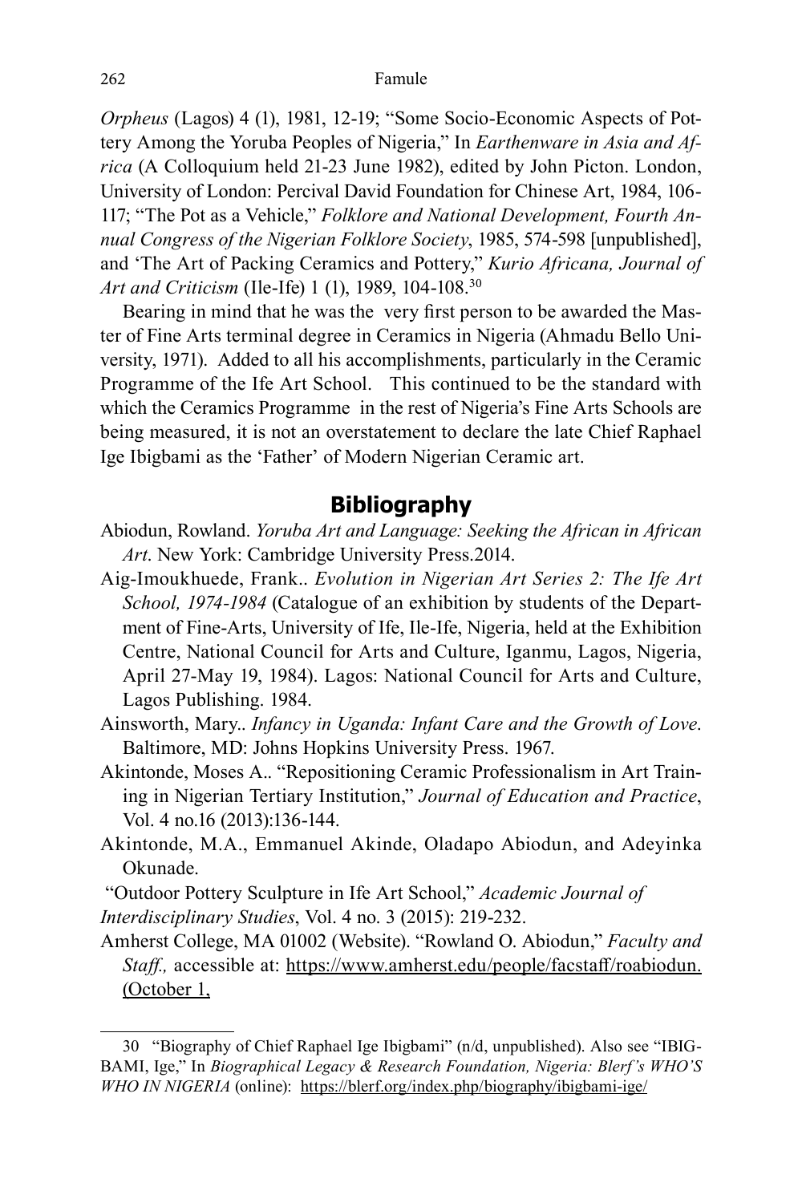*Orpheus* (Lagos) 4 (1), 1981, 12-19; "Some Socio-Economic Aspects of Pottery Among the Yoruba Peoples of Nigeria," In *Earthenware in Asia and Africa* (A Colloquium held 21-23 June 1982), edited by John Picton. London, University of London: Percival David Foundation for Chinese Art, 1984, 106-117; "The Pot as a Vehicle," *Folklore and National Development, Fourth Annual Congress of the Nigerian Folklore Society*, 1985, 574-598 [unpublished], and 'The Art of Packing Ceramics and Pottery," *Kurio Africana, Journal of Art and Criticism* (Ile-Ife) 1 (1), 1989, 104-108.[30]

Bearing in mind that he was the very first person to be awarded the Master of Fine Arts terminal degree in Ceramics in Nigeria (Ahmadu Bello University, 1971). Added to all his accomplishments, particularly in the Ceramic Programme of the Ife Art School. This continued to be the standard with which the Ceramics Programme in the rest of Nigeria's Fine Arts Schools are being measured, it is not an overstatement to declare the late Chief Raphael Ige Ibigbami as the 'Father' of Modern Nigerian Ceramic art.

## Bibliography

Abiodun, Rowland. *Yoruba Art and Language: Seeking the African in African Art*. New York: Cambridge University Press.2014.

Aig-Imoukhuede, Frank.. *Evolution in Nigerian Art Series 2: The Ife Art School, 1974-1984* (Catalogue of an exhibition by students of the Department of Fine-Arts, University of Ife, Ile-Ife, Nigeria, held at the Exhibition Centre, National Council for Arts and Culture, Iganmu, Lagos, Nigeria, April 27-May 19, 1984). Lagos: National Council for Arts and Culture, Lagos Publishing. 1984.

Ainsworth, Mary.. *Infancy in Uganda: Infant Care and the Growth of Love.* Baltimore, MD: Johns Hopkins University Press. 1967.

Akintonde, Moses A.. "Repositioning Ceramic Professionalism in Art Training in Nigerian Tertiary Institution," *Journal of Education and Practice*, Vol. 4 no.16 (2013):136-144.

Akintonde, M.A., Emmanuel Akinde, Oladapo Abiodun, and Adeyinka Okunade.

"Outdoor Pottery Sculpture in Ife Art School," *Academic Journal of Interdisciplinary Studies*, Vol. 4 no. 3 (2015): 219-232.

Amherst College, MA 01002 (Website). "Rowland O. Abiodun," *Faculty and Staff.,* accessible at: https://www.amherst.edu/people/facstaff/roabiodun. (October 1,

---

30 "Biography of Chief Raphael Ige Ibigbami" (n/d, unpublished). Also see "IBIGBAMI, Ige," In *Biographical Legacy & Research Foundation, Nigeria: Blerf's WHO'S WHO IN NIGERIA* (online): https://blerf.org/index.php/biography/ibigbami-ige/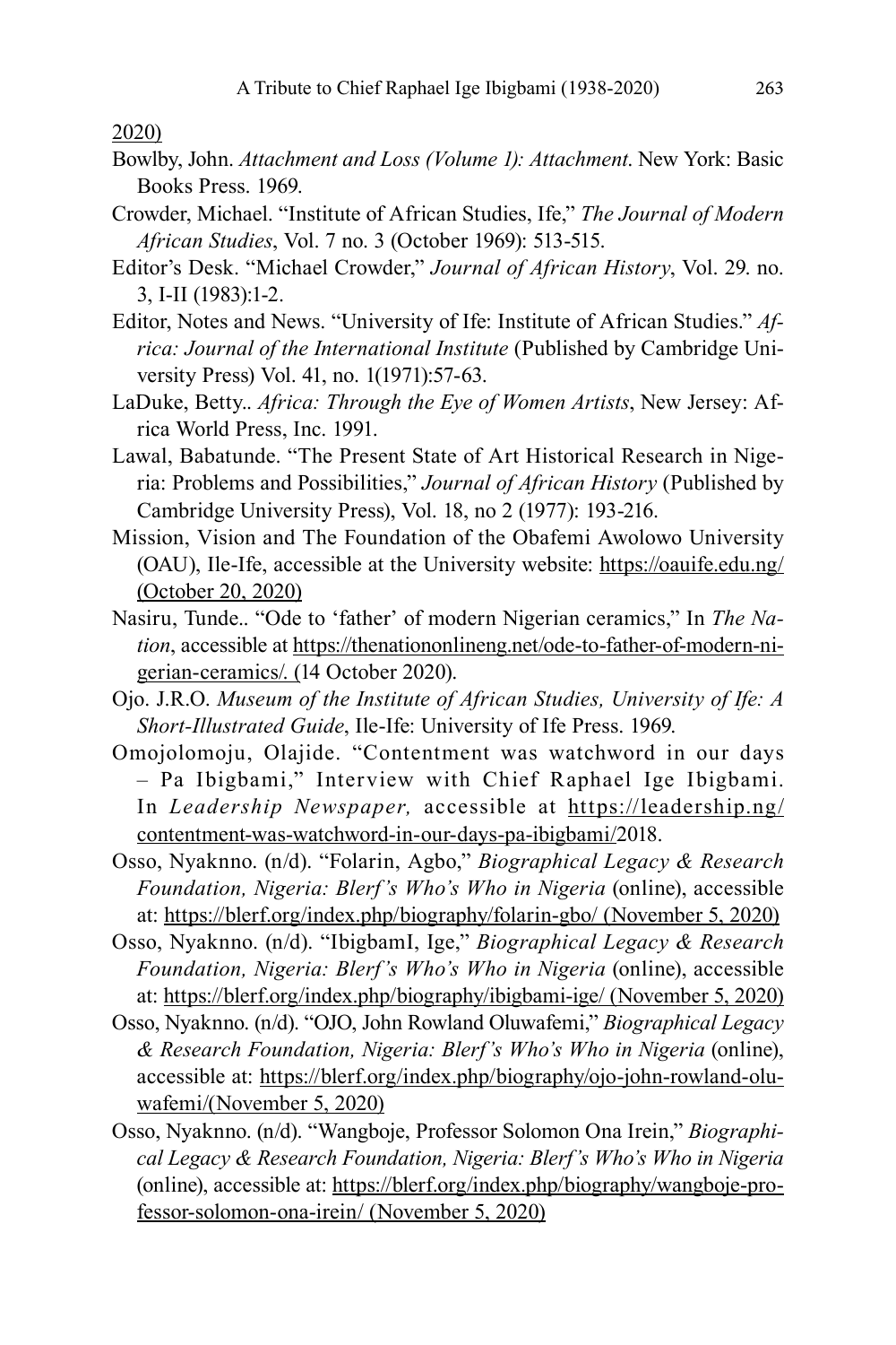2020)

Bowlby, John. *Attachment and Loss (Volume 1): Attachment*. New York: Basic Books Press. 1969.

Crowder, Michael. "Institute of African Studies, Ife," *The Journal of Modern African Studies*, Vol. 7 no. 3 (October 1969): 513-515.

Editor's Desk. "Michael Crowder," *Journal of African History*, Vol. 29. no. 3, I-II (1983):1-2.

Editor, Notes and News. "University of Ife: Institute of African Studies." *Africa: Journal of the International Institute* (Published by Cambridge University Press) Vol. 41, no. 1(1971):57-63.

LaDuke, Betty.. *Africa: Through the Eye of Women Artists*, New Jersey: Africa World Press, Inc. 1991.

Lawal, Babatunde. "The Present State of Art Historical Research in Nigeria: Problems and Possibilities," *Journal of African History* (Published by Cambridge University Press), Vol. 18, no 2 (1977): 193-216.

Mission, Vision and The Foundation of the Obafemi Awolowo University (OAU), Ile-Ife, accessible at the University website: https://oauife.edu.ng/ (October 20, 2020)

Nasiru, Tunde.. "Ode to 'father' of modern Nigerian ceramics," In *The Nation*, accessible at https://thenationonlineng.net/ode-to-father-of-modern-nigerian-ceramics/. (14 October 2020).

Ojo. J.R.O. *Museum of the Institute of African Studies, University of Ife: A Short-Illustrated Guide*, Ile-Ife: University of Ife Press. 1969.

Omojolomoju, Olajide. "Contentment was watchword in our days – Pa Ibigbami," Interview with Chief Raphael Ige Ibigbami. In *Leadership Newspaper,* accessible at https://leadership.ng/contentment-was-watchword-in-our-days-pa-ibigbami/2018.

Osso, Nyaknno. (n/d). "Folarin, Agbo," *Biographical Legacy & Research Foundation, Nigeria: Blerf's Who's Who in Nigeria* (online), accessible at: https://blerf.org/index.php/biography/folarin-gbo/ (November 5, 2020)

Osso, Nyaknno. (n/d). "IbigbamI, Ige," *Biographical Legacy & Research Foundation, Nigeria: Blerf's Who's Who in Nigeria* (online), accessible at: https://blerf.org/index.php/biography/ibigbami-ige/ (November 5, 2020)

Osso, Nyaknno. (n/d). "OJO, John Rowland Oluwafemi," *Biographical Legacy & Research Foundation, Nigeria: Blerf's Who's Who in Nigeria* (online), accessible at: https://blerf.org/index.php/biography/ojo-john-rowland-oluwafemi/(November 5, 2020)

Osso, Nyaknno. (n/d). "Wangboje, Professor Solomon Ona Irein," *Biographical Legacy & Research Foundation, Nigeria: Blerf's Who's Who in Nigeria* (online), accessible at: https://blerf.org/index.php/biography/wangboje-professor-solomon-ona-irein/ (November 5, 2020)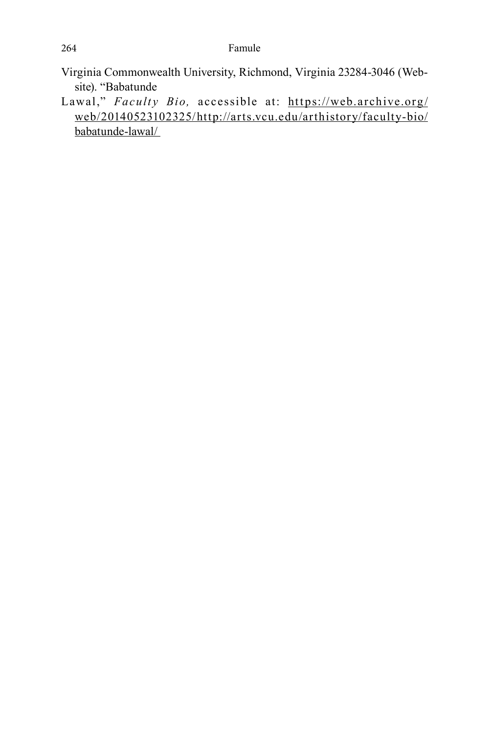Virginia Commonwealth University, Richmond, Virginia 23284-3046 (Website). "Babatunde Lawal," *Faculty Bio,* accessible at: https://web.archive.org/web/20140523102325/http://arts.vcu.edu/arthistory/faculty-bio/babatunde-lawal/